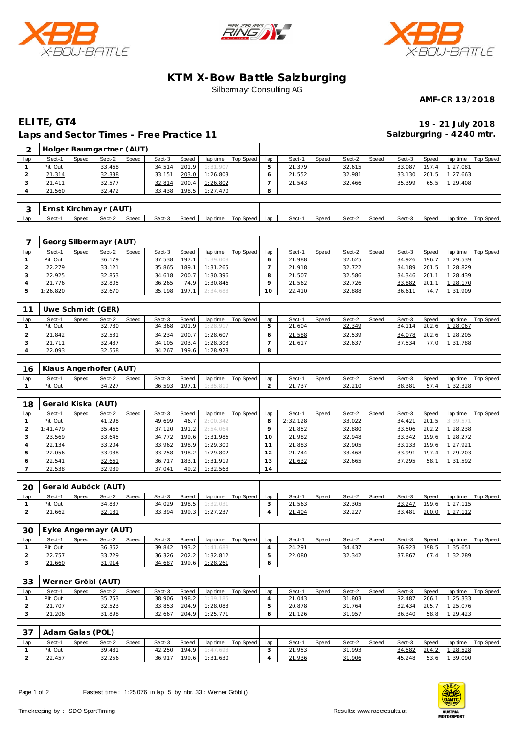# KTM X-Bow Battle Salzburging

Silbermayr Consulting AG

**AMF-CR 13/2018**

## ELITE, GT4

**19 - 21 July 2018**

## Laps and Sector Times - Free Practice 11

**Salzburgring - 4240 mtr.**

### 2 Holger Baumgartner (AUT)

| lap | Sect-1 | Speed | Sect-2 | Speed | Sect-3 | Speed | lap time | Top Speed | lap | Sect-1 | Speed | Sect-2 | Speed | Sect-3 | Speed | lap time | Top Speed |
|---|---|---|---|---|---|---|---|---|---|---|---|---|---|---|---|---|---|
| 1 | Pit Out | | 33.468 | | 34.514 | 201.9 | 1:31.907 | | 5 | 21.379 | | 32.615 | | 33.087 | 197.4 | 1:27.081 | |
| 2 | 21.314 | | 32.338 | | 33.151 | 203.0 | 1:26.803 | | 6 | 21.552 | | 32.981 | | 33.130 | 201.5 | 1:27.663 | |
| 3 | 21.411 | | 32.577 | | 32.814 | 200.4 | 1:26.802 | | 7 | 21.543 | | 32.466 | | 35.399 | 65.5 | 1:29.408 | |
| 4 | 21.560 | | 32.472 | | 33.438 | 198.5 | 1:27.470 | | 8 | | | | | | | | |

### 3 Ernst Kirchmayr (AUT)

| lap | Sect-1 | Speed | Sect-2 | Speed | Sect-3 | Speed | lap time | Top Speed | lap | Sect-1 | Speed | Sect-2 | Speed | Sect-3 | Speed | lap time | Top Speed |
|---|---|---|---|---|---|---|---|---|---|---|---|---|---|---|---|---|---|

### 7 Georg Silbermayr (AUT)

| lap | Sect-1 | Speed | Sect-2 | Speed | Sect-3 | Speed | lap time | Top Speed | lap | Sect-1 | Speed | Sect-2 | Speed | Sect-3 | Speed | lap time | Top Speed |
|---|---|---|---|---|---|---|---|---|---|---|---|---|---|---|---|---|---|
| 1 | Pit Out | | 36.179 | | 37.538 | 197.1 | 1:39.008 | | 6 | 21.988 | | 32.625 | | 34.926 | 196.7 | 1:29.539 | |
| 2 | 22.279 | | 33.121 | | 35.865 | 189.1 | 1:31.265 | | 7 | 21.918 | | 32.722 | | 34.189 | 201.5 | 1:28.829 | |
| 3 | 22.925 | | 32.853 | | 34.618 | 200.7 | 1:30.396 | | 8 | 21.507 | | 32.586 | | 34.346 | 201.1 | 1:28.439 | |
| 4 | 21.776 | | 32.805 | | 36.265 | 74.9 | 1:30.846 | | 9 | 21.562 | | 32.726 | | 33.882 | 201.1 | 1:28.170 | |
| 5 | 1:26.820 | | 32.670 | | 35.198 | 197.1 | 2:34.688 | | 10 | 22.410 | | 32.888 | | 36.611 | 74.7 | 1:31.909 | |

### 11 Uwe Schmidt (GER)

| lap | Sect-1 | Speed | Sect-2 | Speed | Sect-3 | Speed | lap time | Top Speed | lap | Sect-1 | Speed | Sect-2 | Speed | Sect-3 | Speed | lap time | Top Speed |
|---|---|---|---|---|---|---|---|---|---|---|---|---|---|---|---|---|---|
| 1 | Pit Out | | 32.780 | | 34.368 | 201.9 | 1:28.917 | | 5 | 21.604 | | 32.349 | | 34.114 | 202.6 | 1:28.067 | |
| 2 | 21.842 | | 32.531 | | 34.234 | 200.7 | 1:28.607 | | 6 | 21.588 | | 32.539 | | 34.078 | 202.6 | 1:28.205 | |
| 3 | 21.711 | | 32.487 | | 34.105 | 203.4 | 1:28.303 | | 7 | 21.617 | | 32.637 | | 37.534 | 77.0 | 1:31.788 | |
| 4 | 22.093 | | 32.568 | | 34.267 | 199.6 | 1:28.928 | | 8 | | | | | | | | |

### 16 Klaus Angerhofer (AUT)

| lap | Sect-1 | Speed | Sect-2 | Speed | Sect-3 | Speed | lap time | Top Speed | lap | Sect-1 | Speed | Sect-2 | Speed | Sect-3 | Speed | lap time | Top Speed |
|---|---|---|---|---|---|---|---|---|---|---|---|---|---|---|---|---|---|
| 1 | Pit Out | | 34.227 | | 36.593 | 197.1 | 1:35.810 | | 2 | 21.737 | | 32.210 | | 38.381 | 57.4 | 1:32.328 | |

### 18 Gerald Kiska (AUT)

| lap | Sect-1 | Speed | Sect-2 | Speed | Sect-3 | Speed | lap time | Top Speed | lap | Sect-1 | Speed | Sect-2 | Speed | Sect-3 | Speed | lap time | Top Speed |
|---|---|---|---|---|---|---|---|---|---|---|---|---|---|---|---|---|---|
| 1 | Pit Out | | 41.298 | | 49.699 | 46.7 | 2:00.342 | | 8 | 2:32.128 | | 33.022 | | 34.421 | 201.5 | 3:39.571 | |
| 2 | 1:41.479 | | 35.465 | | 37.120 | 191.2 | 2:54.064 | | 9 | 21.852 | | 32.880 | | 33.506 | 202.2 | 1:28.238 | |
| 3 | 23.569 | | 33.645 | | 34.772 | 199.6 | 1:31.986 | | 10 | 21.982 | | 32.948 | | 33.342 | 199.6 | 1:28.272 | |
| 4 | 22.134 | | 33.204 | | 33.962 | 198.9 | 1:29.300 | | 11 | 21.883 | | 32.905 | | 33.133 | 199.6 | 1:27.921 | |
| 5 | 22.056 | | 33.988 | | 33.758 | 198.2 | 1:29.802 | | 12 | 21.744 | | 33.468 | | 33.991 | 197.4 | 1:29.203 | |
| 6 | 22.541 | | 32.661 | | 36.717 | 183.1 | 1:31.919 | | 13 | 21.632 | | 32.665 | | 37.295 | 58.1 | 1:31.592 | |
| 7 | 22.538 | | 32.989 | | 37.041 | 49.2 | 1:32.568 | | 14 | | | | | | | | |

### 20 Gerald Auböck (AUT)

| lap | Sect-1 | Speed | Sect-2 | Speed | Sect-3 | Speed | lap time | Top Speed | lap | Sect-1 | Speed | Sect-2 | Speed | Sect-3 | Speed | lap time | Top Speed |
|---|---|---|---|---|---|---|---|---|---|---|---|---|---|---|---|---|---|
| 1 | Pit Out | | 34.887 | | 34.029 | 198.5 | 1:32.031 | | 3 | 21.563 | | 32.305 | | 33.247 | 199.6 | 1:27.115 | |
| 2 | 21.662 | | 32.181 | | 33.394 | 199.3 | 1:27.237 | | 4 | 21.404 | | 32.227 | | 33.481 | 200.0 | 1:27.112 | |

### 30 Eyke Angermayr (AUT)

| lap | Sect-1 | Speed | Sect-2 | Speed | Sect-3 | Speed | lap time | Top Speed | lap | Sect-1 | Speed | Sect-2 | Speed | Sect-3 | Speed | lap time | Top Speed |
|---|---|---|---|---|---|---|---|---|---|---|---|---|---|---|---|---|---|
| 1 | Pit Out | | 36.362 | | 39.842 | 193.2 | 1:41.688 | | 4 | 24.291 | | 34.437 | | 36.923 | 198.5 | 1:35.651 | |
| 2 | 22.757 | | 33.729 | | 36.326 | 202.2 | 1:32.812 | | 5 | 22.080 | | 32.342 | | 37.867 | 67.4 | 1:32.289 | |
| 3 | 21.660 | | 31.914 | | 34.687 | 199.6 | 1:28.261 | | 6 | | | | | | | | |

### 33 Werner Gröbl (AUT)

| lap | Sect-1 | Speed | Sect-2 | Speed | Sect-3 | Speed | lap time | Top Speed | lap | Sect-1 | Speed | Sect-2 | Speed | Sect-3 | Speed | lap time | Top Speed |
|---|---|---|---|---|---|---|---|---|---|---|---|---|---|---|---|---|---|
| 1 | Pit Out | | 35.753 | | 38.906 | 198.2 | 1:39.185 | | 4 | 21.043 | | 31.803 | | 32.487 | 206.1 | 1:25.333 | |
| 2 | 21.707 | | 32.523 | | 33.853 | 204.9 | 1:28.083 | | 5 | 20.878 | | 31.764 | | 32.434 | 205.7 | 1:25.076 | |
| 3 | 21.206 | | 31.898 | | 32.667 | 204.9 | 1:25.771 | | 6 | 21.126 | | 31.957 | | 36.340 | 58.8 | 1:29.423 | |

### 37 Adam Galas (POL)

| lap | Sect-1 | Speed | Sect-2 | Speed | Sect-3 | Speed | lap time | Top Speed | lap | Sect-1 | Speed | Sect-2 | Speed | Sect-3 | Speed | lap time | Top Speed |
|---|---|---|---|---|---|---|---|---|---|---|---|---|---|---|---|---|---|
| 1 | Pit Out | | 39.481 | | 42.250 | 194.9 | 1:47.693 | | 3 | 21.953 | | 31.993 | | 34.582 | 204.2 | 1:28.528 | |
| 2 | 22.457 | | 32.256 | | 36.917 | 199.6 | 1:31.630 | | 4 | 21.936 | | 31.906 | | 45.248 | 53.6 | 1:39.090 | |

Fastest time : 1:25.076 in lap 5 by nbr. 33 : Werner Gröbl ()

Timekeeping by : SDO SportTiming

Results: www.raceresults.at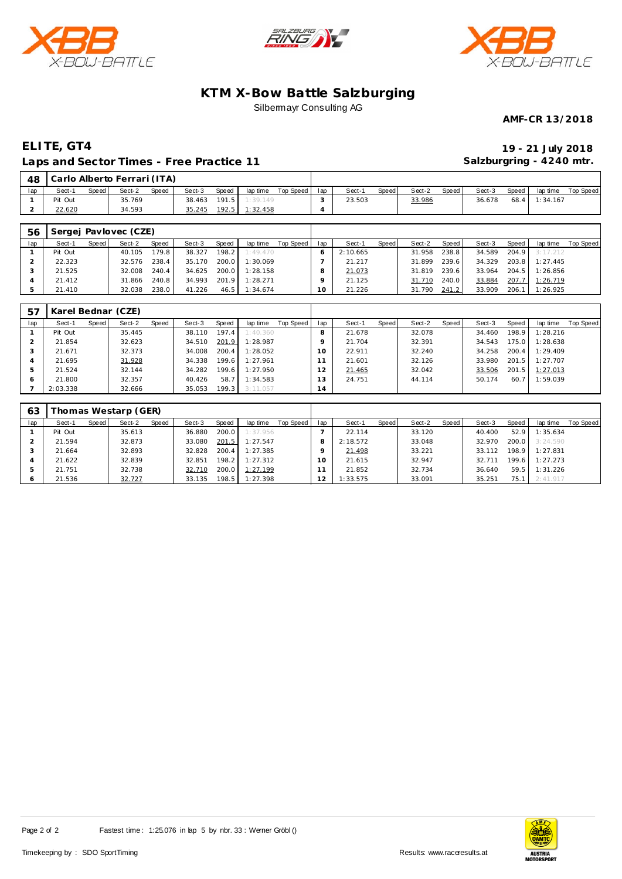# KTM X-Bow Battle Salzburging

Silbermayr Consulting AG

**AMF-CR 13/2018**

## ELITE, GT4

**19 - 21 July 2018**

### Laps and Sector Times - Free Practice 11

**Salzburgring - 4240 mtr.**

**48 Carlo Alberto Ferrari (ITA)**

| lap | Sect-1 | Speed | Sect-2 | Speed | Sect-3 | Speed | lap time | Top Speed | lap | Sect-1 | Speed | Sect-2 | Speed | Sect-3 | Speed | lap time | Top Speed |
|---|---|---|---|---|---|---|---|---|---|---|---|---|---|---|---|---|---|
| 1 | Pit Out | | 35.769 | | 38.463 | 191.5 | 1:39.149 | | 3 | 23.503 | | 33.986 | | 36.678 | 68.4 | 1:34.167 | |
| 2 | 22.620 | | 34.593 | | 35.245 | 192.5 | 1:32.458 | | 4 | | | | | | | | |

**56 Sergej Pavlovec (CZE)**

| lap | Sect-1 | Speed | Sect-2 | Speed | Sect-3 | Speed | lap time | Top Speed | lap | Sect-1 | Speed | Sect-2 | Speed | Sect-3 | Speed | lap time | Top Speed |
|---|---|---|---|---|---|---|---|---|---|---|---|---|---|---|---|---|---|
| 1 | Pit Out | | 40.105 | 179.8 | 38.327 | 198.2 | 1:49.470 | | 6 | 2:10.665 | | 31.958 | 238.8 | 34.589 | 204.9 | 3:17.212 | |
| 2 | 22.323 | | 32.576 | 238.4 | 35.170 | 200.0 | 1:30.069 | | 7 | 21.217 | | 31.899 | 239.6 | 34.329 | 203.8 | 1:27.445 | |
| 3 | 21.525 | | 32.008 | 240.4 | 34.625 | 200.0 | 1:28.158 | | 8 | 21.073 | | 31.819 | 239.6 | 33.964 | 204.5 | 1:26.856 | |
| 4 | 21.412 | | 31.866 | 240.8 | 34.993 | 201.9 | 1:28.271 | | 9 | 21.125 | | 31.710 | 240.0 | 33.884 | 207.7 | 1:26.719 | |
| 5 | 21.410 | | 32.038 | 238.0 | 41.226 | 46.5 | 1:34.674 | | 10 | 21.226 | | 31.790 | 241.2 | 33.909 | 206.1 | 1:26.925 | |

**57 Karel Bednar (CZE)**

| lap | Sect-1 | Speed | Sect-2 | Speed | Sect-3 | Speed | lap time | Top Speed | lap | Sect-1 | Speed | Sect-2 | Speed | Sect-3 | Speed | lap time | Top Speed |
|---|---|---|---|---|---|---|---|---|---|---|---|---|---|---|---|---|---|
| 1 | Pit Out | | 35.445 | | 38.110 | 197.4 | 1:40.360 | | 8 | 21.678 | | 32.078 | | 34.460 | 198.9 | 1:28.216 | |
| 2 | 21.854 | | 32.623 | | 34.510 | 201.9 | 1:28.987 | | 9 | 21.704 | | 32.391 | | 34.543 | 175.0 | 1:28.638 | |
| 3 | 21.671 | | 32.373 | | 34.008 | 200.4 | 1:28.052 | | 10 | 22.911 | | 32.240 | | 34.258 | 200.4 | 1:29.409 | |
| 4 | 21.695 | | 31.928 | | 34.338 | 199.6 | 1:27.961 | | 11 | 21.601 | | 32.126 | | 33.980 | 201.5 | 1:27.707 | |
| 5 | 21.524 | | 32.144 | | 34.282 | 199.6 | 1:27.950 | | 12 | 21.465 | | 32.042 | | 33.506 | 201.5 | 1:27.013 | |
| 6 | 21.800 | | 32.357 | | 40.426 | 58.7 | 1:34.583 | | 13 | 24.751 | | 44.114 | | 50.174 | 60.7 | 1:59.039 | |
| 7 | 2:03.338 | | 32.666 | | 35.053 | 199.3 | 3:11.057 | | 14 | | | | | | | | |

**63 Thomas Westarp (GER)**

| lap | Sect-1 | Speed | Sect-2 | Speed | Sect-3 | Speed | lap time | Top Speed | lap | Sect-1 | Speed | Sect-2 | Speed | Sect-3 | Speed | lap time | Top Speed |
|---|---|---|---|---|---|---|---|---|---|---|---|---|---|---|---|---|---|
| 1 | Pit Out | | 35.613 | | 36.880 | 200.0 | 1:37.956 | | 7 | 22.114 | | 33.120 | | 40.400 | 52.9 | 1:35.634 | |
| 2 | 21.594 | | 32.873 | | 33.080 | 201.5 | 1:27.547 | | 8 | 2:18.572 | | 33.048 | | 32.970 | 200.0 | 3:24.590 | |
| 3 | 21.664 | | 32.893 | | 32.828 | 200.4 | 1:27.385 | | 9 | 21.498 | | 33.221 | | 33.112 | 198.9 | 1:27.831 | |
| 4 | 21.622 | | 32.839 | | 32.851 | 198.2 | 1:27.312 | | 10 | 21.615 | | 32.947 | | 32.711 | 199.6 | 1:27.273 | |
| 5 | 21.751 | | 32.738 | | 32.710 | 200.0 | 1:27.199 | | 11 | 21.852 | | 32.734 | | 36.640 | 59.5 | 1:31.226 | |
| 6 | 21.536 | | 32.727 | | 33.135 | 198.5 | 1:27.398 | | 12 | 1:33.575 | | 33.091 | | 35.251 | 75.1 | 2:41.917 | |

Fastest time : 1:25.076 in lap 5 by nbr. 33 : Werner Gröbl ()

Timekeeping by : SDO SportTiming

Results: www.raceresults.at